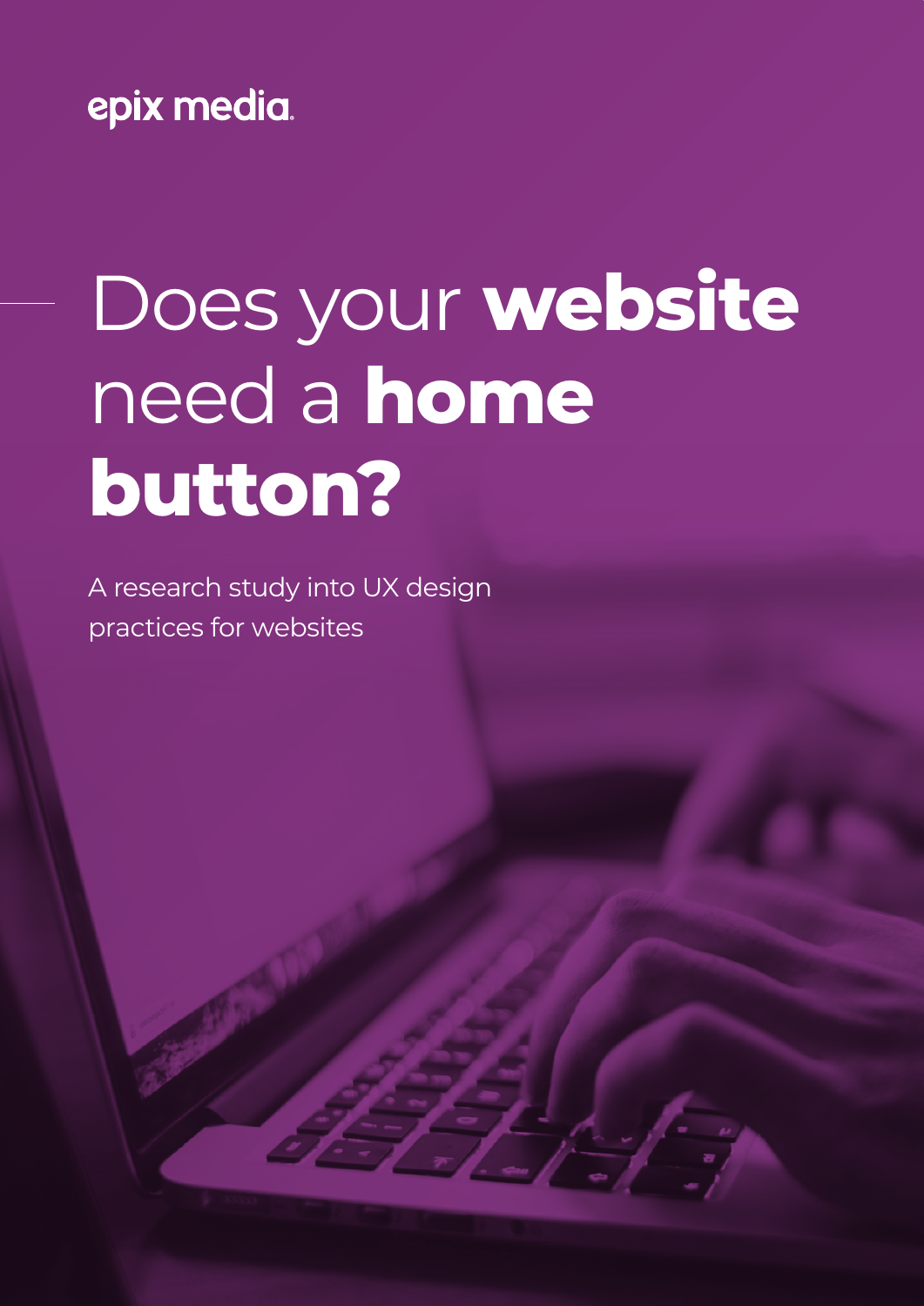epix media

# Does your **website** need a **home button?**

A research study into UX design practices for websites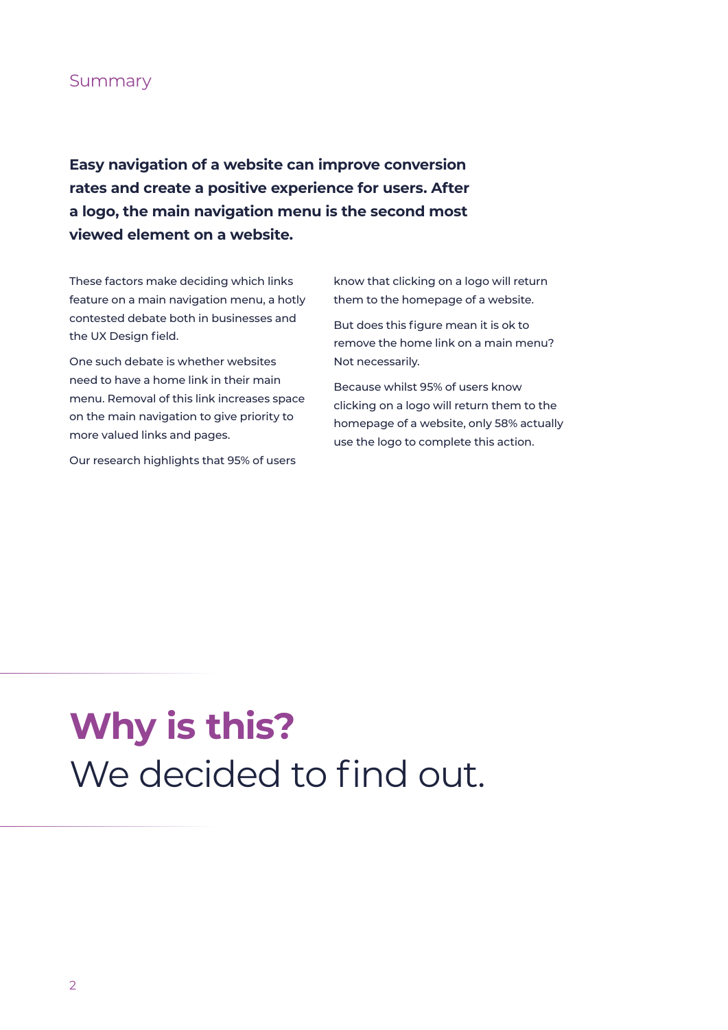## Summary

**Easy navigation of a website can improve conversion rates and create a positive experience for users. After a logo, the main navigation menu is the second most viewed element on a website.**

These factors make deciding which links feature on a main navigation menu, a hotly contested debate both in businesses and the UX Design field.

One such debate is whether websites need to have a home link in their main menu. Removal of this link increases space on the main navigation to give priority to more valued links and pages.

Our research highlights that 95% of users know that clicking on a logo will return them to the homepage of a website.

But does this figure mean it is ok to remove the home link on a main menu? Not necessarily.

Because whilst 95% of users know clicking on a logo will return them to the homepage of a website, only 58% actually use the logo to complete this action.

---

# **Why is this?** We decided to find out.

---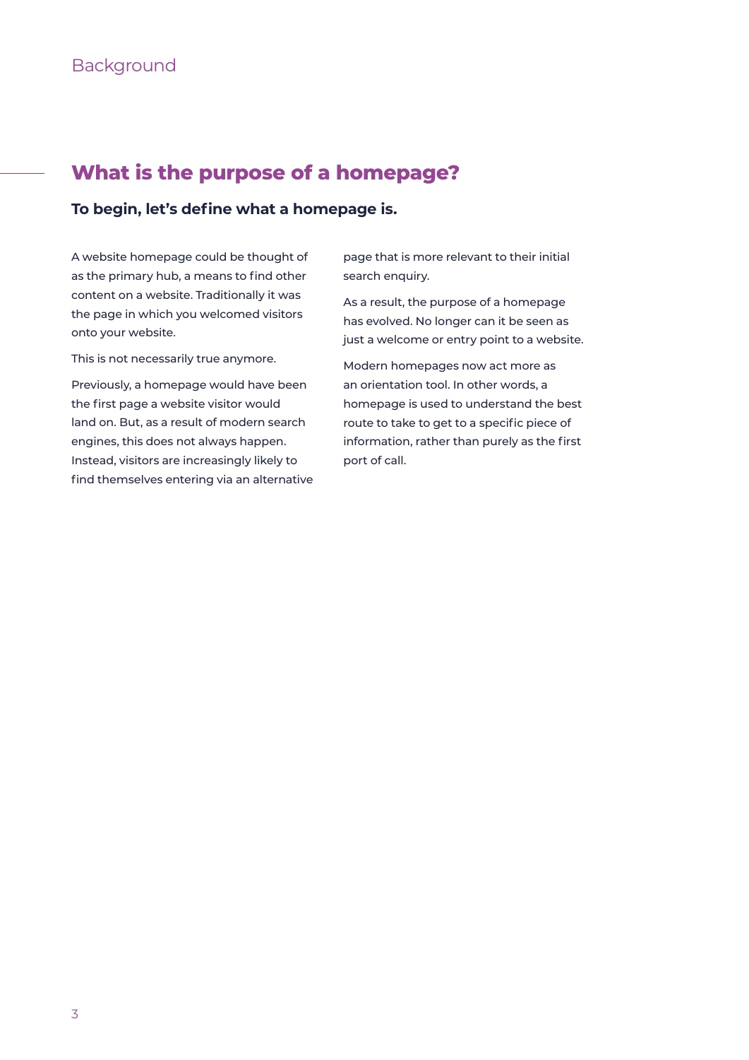Background

## What is the purpose of a homepage?

**To begin, let's define what a homepage is.**

A website homepage could be thought of as the primary hub, a means to find other content on a website. Traditionally it was the page in which you welcomed visitors onto your website.

This is not necessarily true anymore.

Previously, a homepage would have been the first page a website visitor would land on. But, as a result of modern search engines, this does not always happen. Instead, visitors are increasingly likely to find themselves entering via an alternative page that is more relevant to their initial search enquiry.

As a result, the purpose of a homepage has evolved. No longer can it be seen as just a welcome or entry point to a website.

Modern homepages now act more as an orientation tool. In other words, a homepage is used to understand the best route to take to get to a specific piece of information, rather than purely as the first port of call.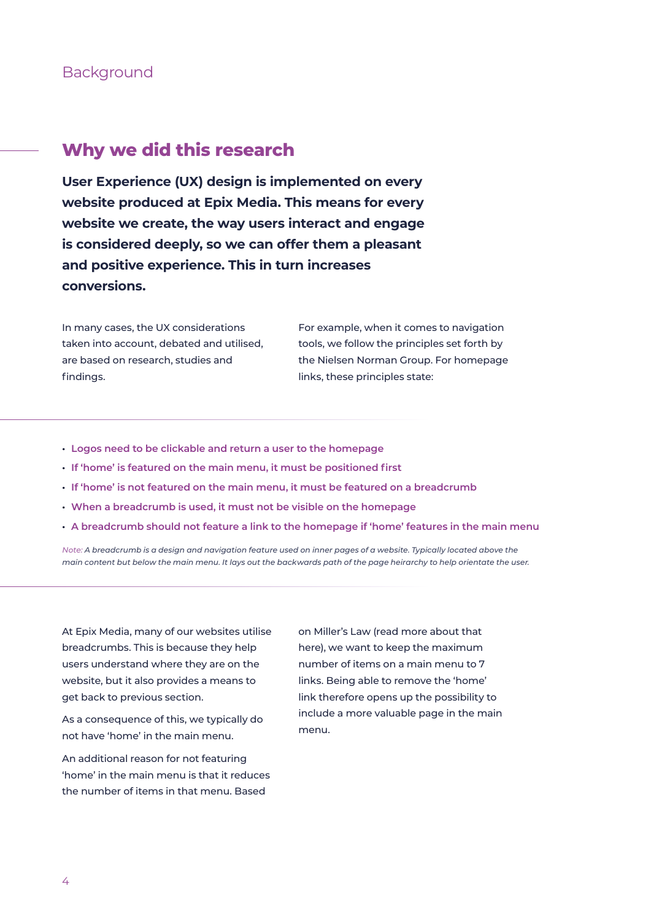Background

## Why we did this research

**User Experience (UX) design is implemented on every website produced at Epix Media. This means for every website we create, the way users interact and engage is considered deeply, so we can offer them a pleasant and positive experience. This in turn increases conversions.**

In many cases, the UX considerations taken into account, debated and utilised, are based on research, studies and findings.

For example, when it comes to navigation tools, we follow the principles set forth by the Nielsen Norman Group. For homepage links, these principles state:

- **Logos need to be clickable and return a user to the homepage**
- **If 'home' is featured on the main menu, it must be positioned first**
- **If 'home' is not featured on the main menu, it must be featured on a breadcrumb**
- **When a breadcrumb is used, it must not be visible on the homepage**
- **A breadcrumb should not feature a link to the homepage if 'home' features in the main menu**

*Note: A breadcrumb is a design and navigation feature used on inner pages of a website. Typically located above the main content but below the main menu. It lays out the backwards path of the page heirarchy to help orientate the user.*

At Epix Media, many of our websites utilise breadcrumbs. This is because they help users understand where they are on the website, but it also provides a means to get back to previous section.

As a consequence of this, we typically do not have 'home' in the main menu.

An additional reason for not featuring 'home' in the main menu is that it reduces the number of items in that menu. Based on Miller's Law (read more about that here), we want to keep the maximum number of items on a main menu to 7 links. Being able to remove the 'home' link therefore opens up the possibility to include a more valuable page in the main menu.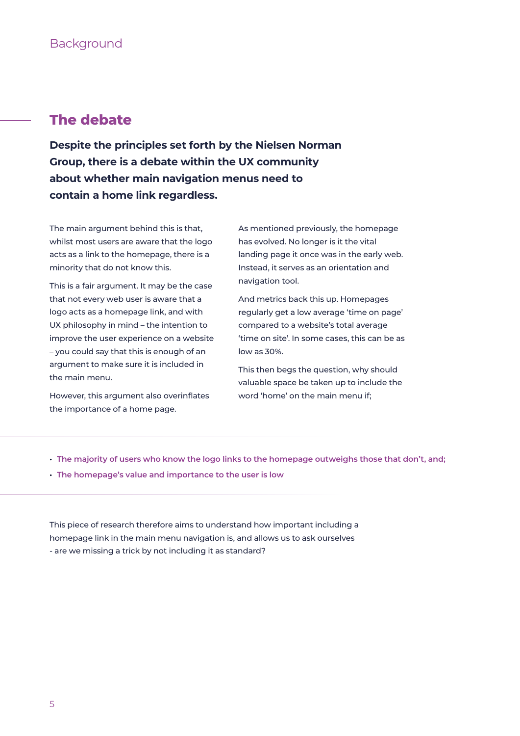Background

## The debate

**Despite the principles set forth by the Nielsen Norman Group, there is a debate within the UX community about whether main navigation menus need to contain a home link regardless.**

The main argument behind this is that, whilst most users are aware that the logo acts as a link to the homepage, there is a minority that do not know this.

This is a fair argument. It may be the case that not every web user is aware that a logo acts as a homepage link, and with UX philosophy in mind – the intention to improve the user experience on a website – you could say that this is enough of an argument to make sure it is included in the main menu.

However, this argument also overinflates the importance of a home page.

As mentioned previously, the homepage has evolved. No longer is it the vital landing page it once was in the early web. Instead, it serves as an orientation and navigation tool.

And metrics back this up. Homepages regularly get a low average 'time on page' compared to a website's total average 'time on site'. In some cases, this can be as low as 30%.

This then begs the question, why should valuable space be taken up to include the word 'home' on the main menu if;

- **The majority of users who know the logo links to the homepage outweighs those that don't, and;**
- **The homepage's value and importance to the user is low**

This piece of research therefore aims to understand how important including a homepage link in the main menu navigation is, and allows us to ask ourselves - are we missing a trick by not including it as standard?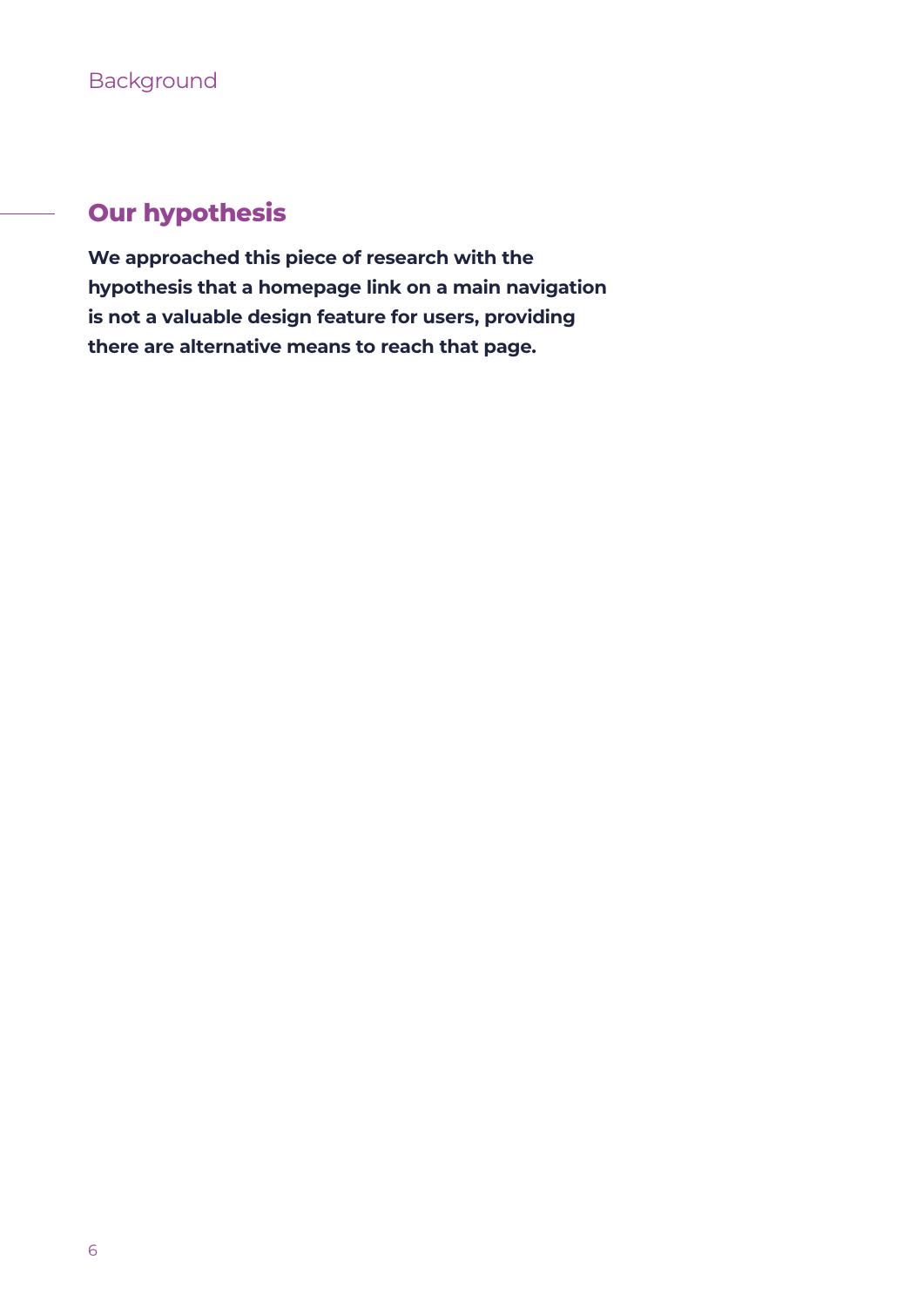## Our hypothesis

**We approached this piece of research with the hypothesis that a homepage link on a main navigation is not a valuable design feature for users, providing there are alternative means to reach that page.**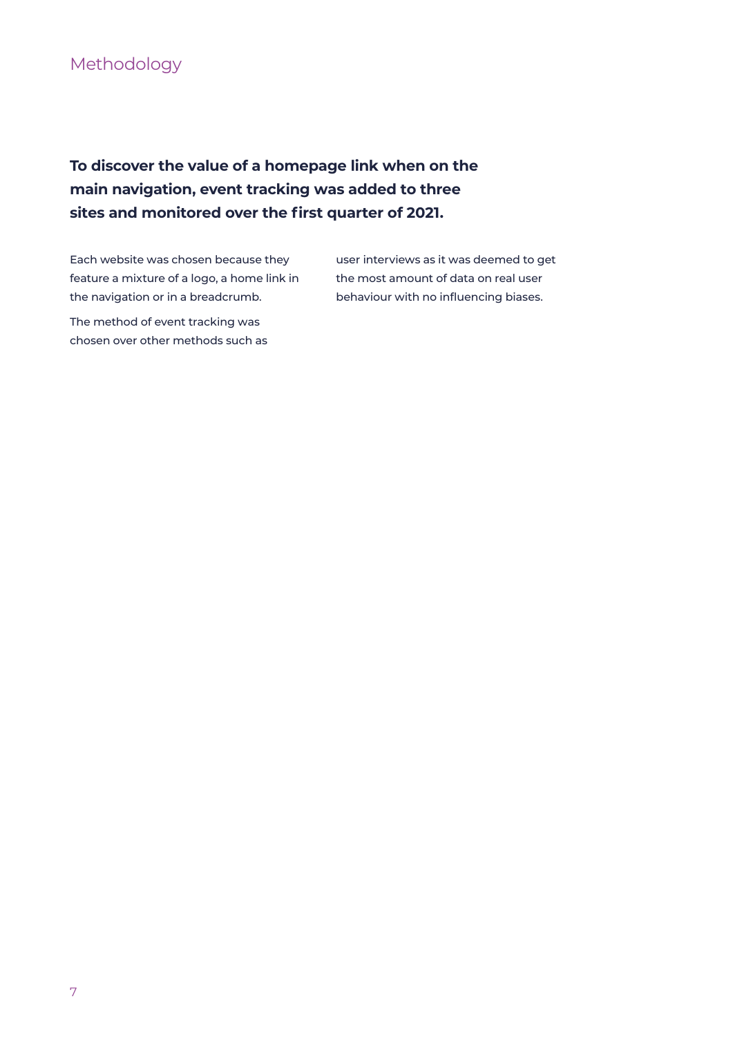# Methodology

**To discover the value of a homepage link when on the main navigation, event tracking was added to three sites and monitored over the first quarter of 2021.**

Each website was chosen because they feature a mixture of a logo, a home link in the navigation or in a breadcrumb.

The method of event tracking was chosen over other methods such as user interviews as it was deemed to get the most amount of data on real user behaviour with no influencing biases.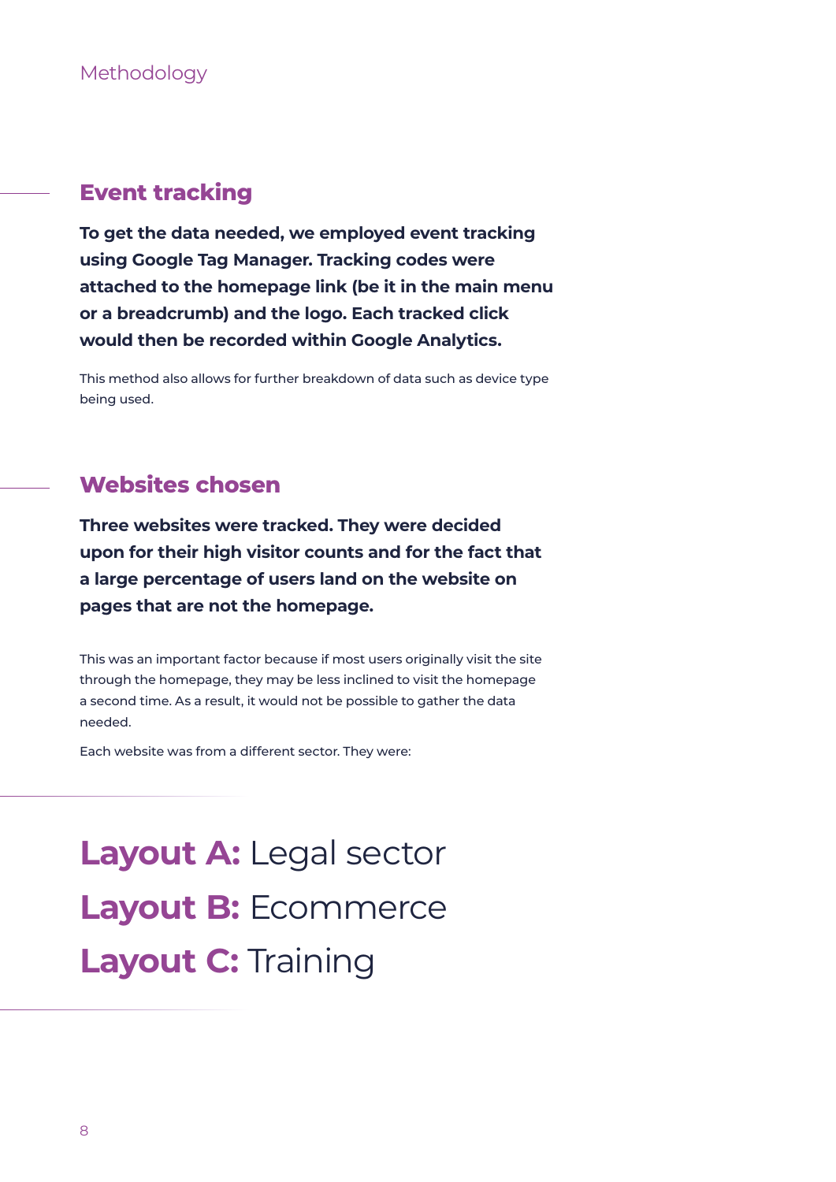## Event tracking

**To get the data needed, we employed event tracking using Google Tag Manager. Tracking codes were attached to the homepage link (be it in the main menu or a breadcrumb) and the logo. Each tracked click would then be recorded within Google Analytics.**

This method also allows for further breakdown of data such as device type being used.

## Websites chosen

**Three websites were tracked. They were decided upon for their high visitor counts and for the fact that a large percentage of users land on the website on pages that are not the homepage.**

This was an important factor because if most users originally visit the site through the homepage, they may be less inclined to visit the homepage a second time. As a result, it would not be possible to gather the data needed.

Each website was from a different sector. They were:

**Layout A:** Legal sector
**Layout B:** Ecommerce
**Layout C:** Training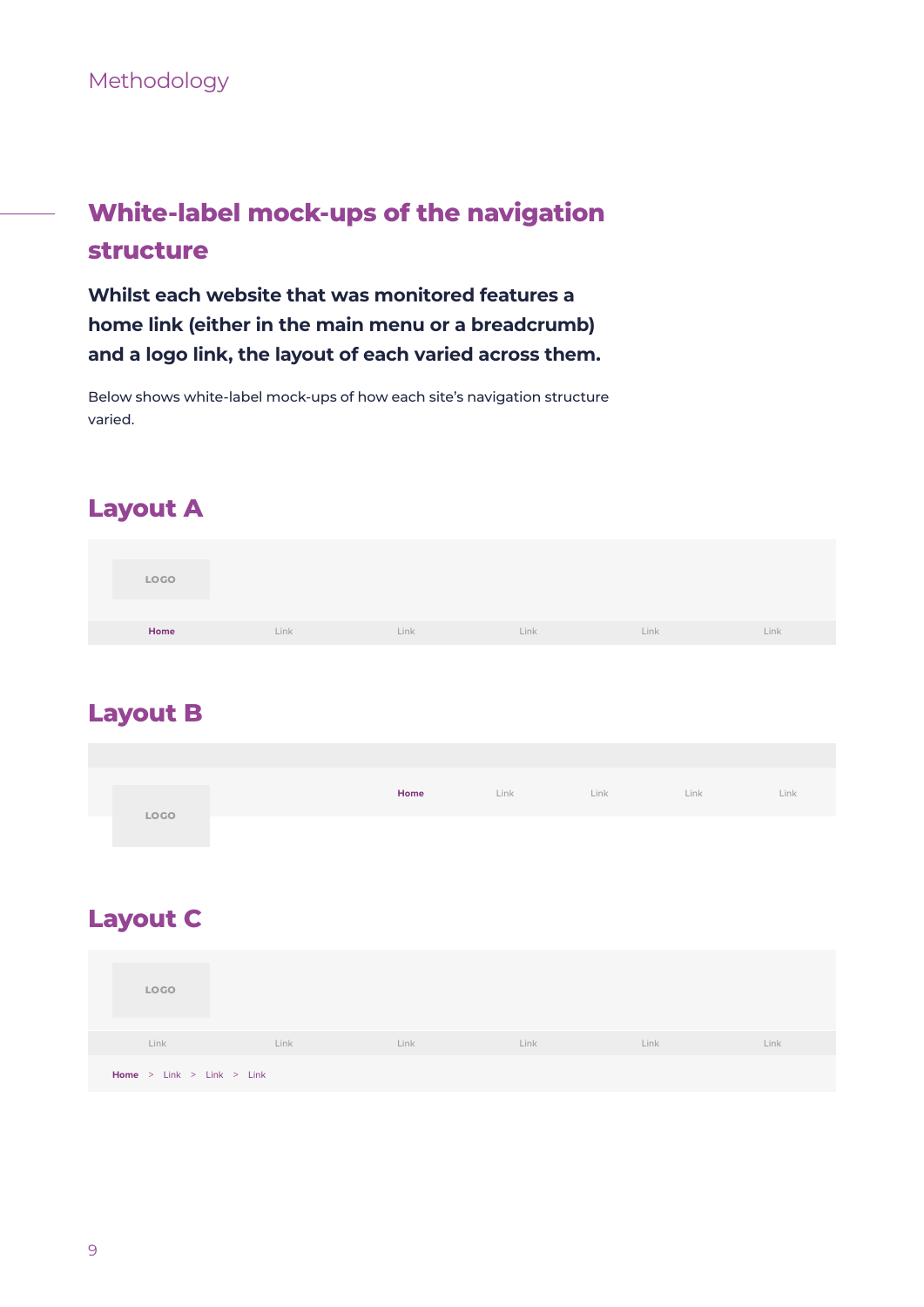## White-label mock-ups of the navigation structure

**Whilst each website that was monitored features a home link (either in the main menu or a breadcrumb) and a logo link, the layout of each varied across them.**

Below shows white-label mock-ups of how each site's navigation structure varied.

### Layout A

LOGO

Home Link Link Link Link Link

### Layout B

LOGO

Home Link Link Link Link

### Layout C

LOGO

Link Link Link Link Link Link

Home > Link > Link > Link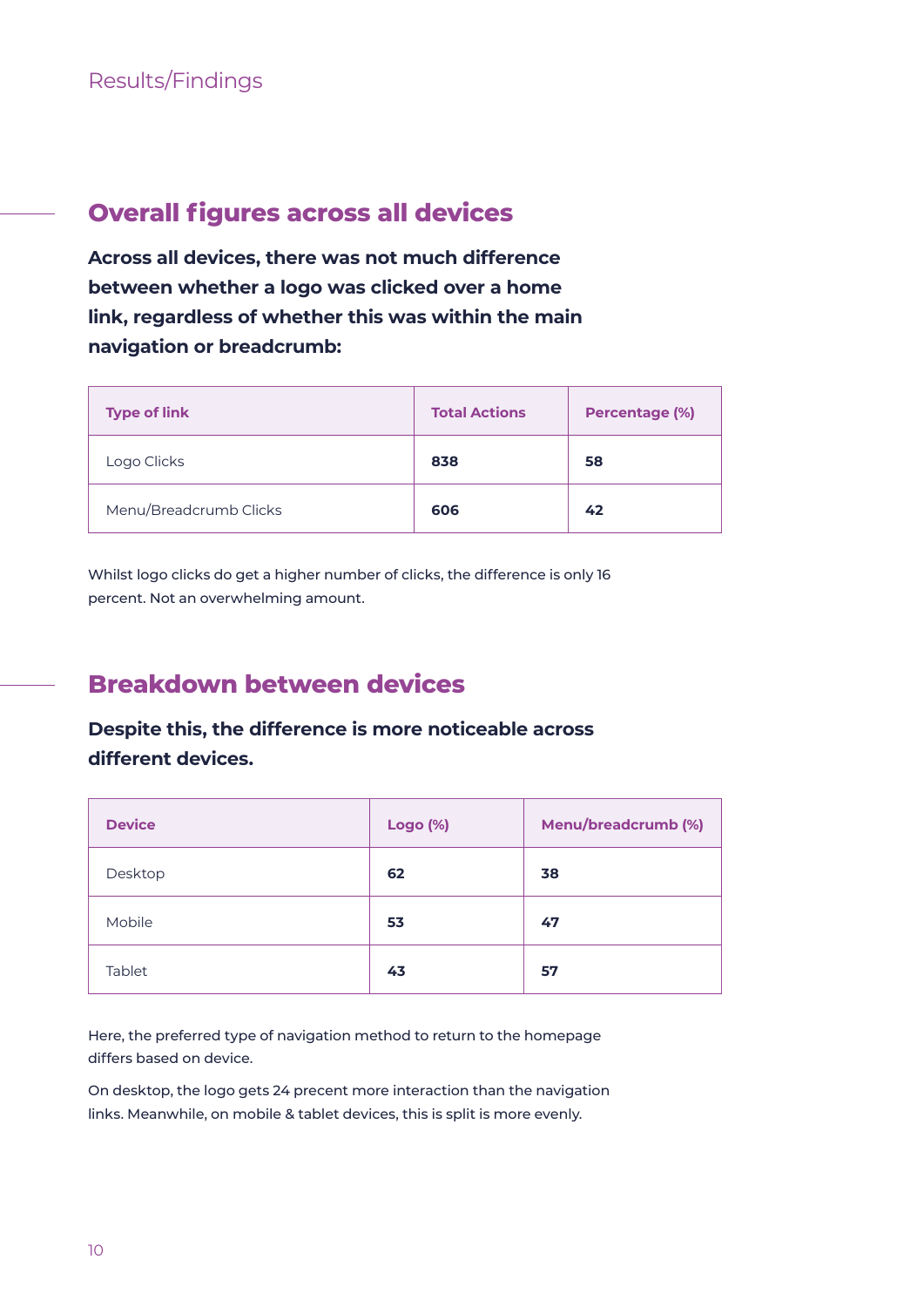Results/Findings

## Overall figures across all devices

**Across all devices, there was not much difference between whether a logo was clicked over a home link, regardless of whether this was within the main navigation or breadcrumb:**

| Type of link | Total Actions | Percentage (%) |
|---|---|---|
| Logo Clicks | **838** | **58** |
| Menu/Breadcrumb Clicks | **606** | **42** |

Whilst logo clicks do get a higher number of clicks, the difference is only 16 percent. Not an overwhelming amount.

## Breakdown between devices

**Despite this, the difference is more noticeable across different devices.**

| Device | Logo (%) | Menu/breadcrumb (%) |
|---|---|---|
| Desktop | **62** | **38** |
| Mobile | **53** | **47** |
| Tablet | **43** | **57** |

Here, the preferred type of navigation method to return to the homepage differs based on device.

On desktop, the logo gets 24 precent more interaction than the navigation links. Meanwhile, on mobile & tablet devices, this is split is more evenly.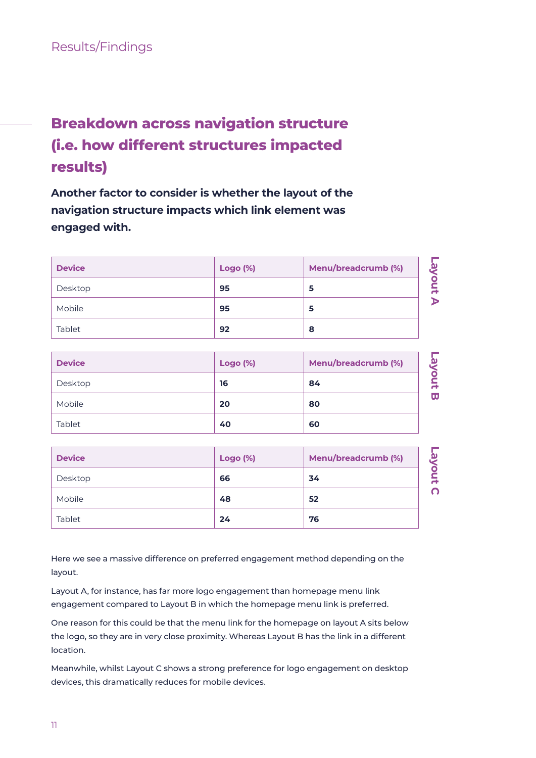Results/Findings

## Breakdown across navigation structure (i.e. how different structures impacted results)

**Another factor to consider is whether the layout of the navigation structure impacts which link element was engaged with.**

**Layout A**

| Device | Logo (%) | Menu/breadcrumb (%) |
| --- | --- | --- |
| Desktop | **95** | **5** |
| Mobile | **95** | **5** |
| Tablet | **92** | **8** |

**Layout B**

| Device | Logo (%) | Menu/breadcrumb (%) |
| --- | --- | --- |
| Desktop | **16** | **84** |
| Mobile | **20** | **80** |
| Tablet | **40** | **60** |

**Layout C**

| Device | Logo (%) | Menu/breadcrumb (%) |
| --- | --- | --- |
| Desktop | **66** | **34** |
| Mobile | **48** | **52** |
| Tablet | **24** | **76** |

Here we see a massive difference on preferred engagement method depending on the layout.

Layout A, for instance, has far more logo engagement than homepage menu link engagement compared to Layout B in which the homepage menu link is preferred.

One reason for this could be that the menu link for the homepage on layout A sits below the logo, so they are in very close proximity. Whereas Layout B has the link in a different location.

Meanwhile, whilst Layout C shows a strong preference for logo engagement on desktop devices, this dramatically reduces for mobile devices.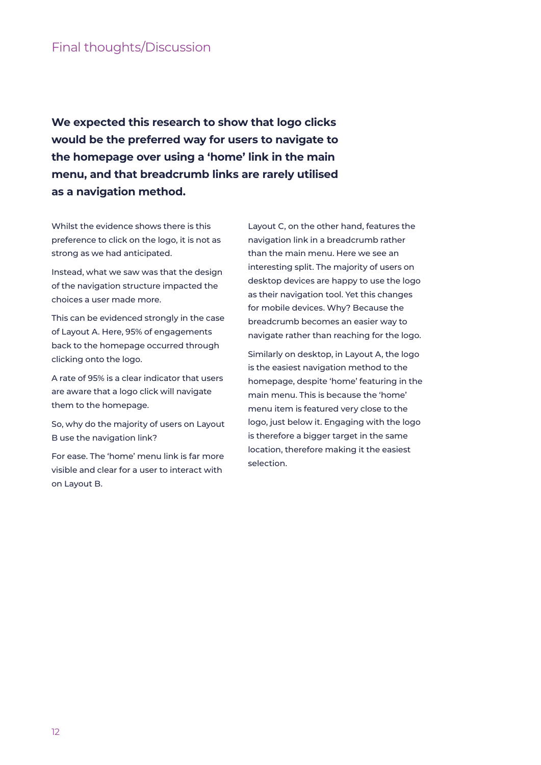## Final thoughts/Discussion

**We expected this research to show that logo clicks would be the preferred way for users to navigate to the homepage over using a 'home' link in the main menu, and that breadcrumb links are rarely utilised as a navigation method.**

Whilst the evidence shows there is this preference to click on the logo, it is not as strong as we had anticipated.

Instead, what we saw was that the design of the navigation structure impacted the choices a user made more.

This can be evidenced strongly in the case of Layout A. Here, 95% of engagements back to the homepage occurred through clicking onto the logo.

A rate of 95% is a clear indicator that users are aware that a logo click will navigate them to the homepage.

So, why do the majority of users on Layout B use the navigation link?

For ease. The 'home' menu link is far more visible and clear for a user to interact with on Layout B.

Layout C, on the other hand, features the navigation link in a breadcrumb rather than the main menu. Here we see an interesting split. The majority of users on desktop devices are happy to use the logo as their navigation tool. Yet this changes for mobile devices. Why? Because the breadcrumb becomes an easier way to navigate rather than reaching for the logo.

Similarly on desktop, in Layout A, the logo is the easiest navigation method to the homepage, despite 'home' featuring in the main menu. This is because the 'home' menu item is featured very close to the logo, just below it. Engaging with the logo is therefore a bigger target in the same location, therefore making it the easiest selection.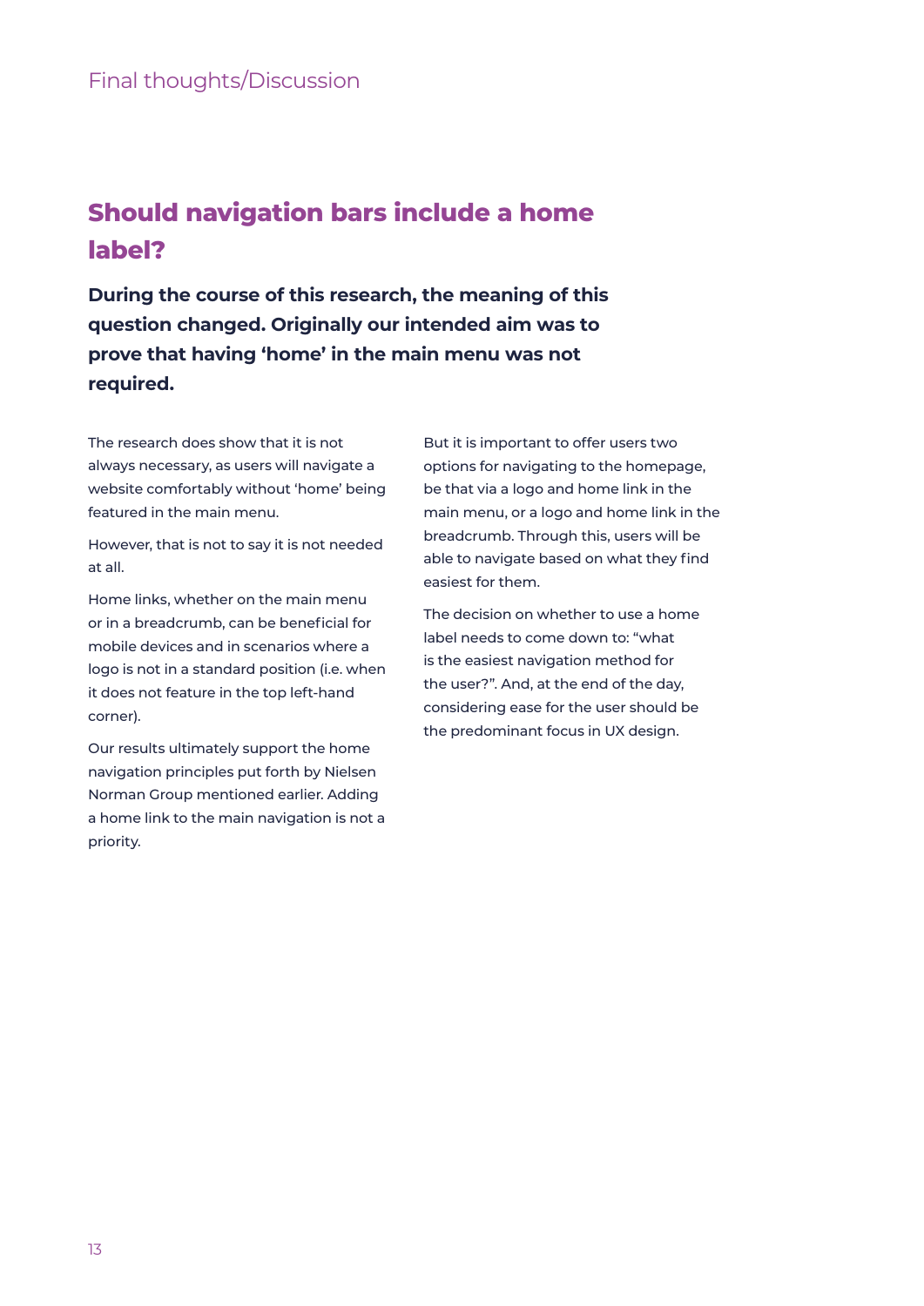Final thoughts/Discussion

## Should navigation bars include a home label?

**During the course of this research, the meaning of this question changed. Originally our intended aim was to prove that having 'home' in the main menu was not required.**

The research does show that it is not always necessary, as users will navigate a website comfortably without 'home' being featured in the main menu.

However, that is not to say it is not needed at all.

Home links, whether on the main menu or in a breadcrumb, can be beneficial for mobile devices and in scenarios where a logo is not in a standard position (i.e. when it does not feature in the top left-hand corner).

Our results ultimately support the home navigation principles put forth by Nielsen Norman Group mentioned earlier. Adding a home link to the main navigation is not a priority.

But it is important to offer users two options for navigating to the homepage, be that via a logo and home link in the main menu, or a logo and home link in the breadcrumb. Through this, users will be able to navigate based on what they find easiest for them.

The decision on whether to use a home label needs to come down to: "what is the easiest navigation method for the user?". And, at the end of the day, considering ease for the user should be the predominant focus in UX design.